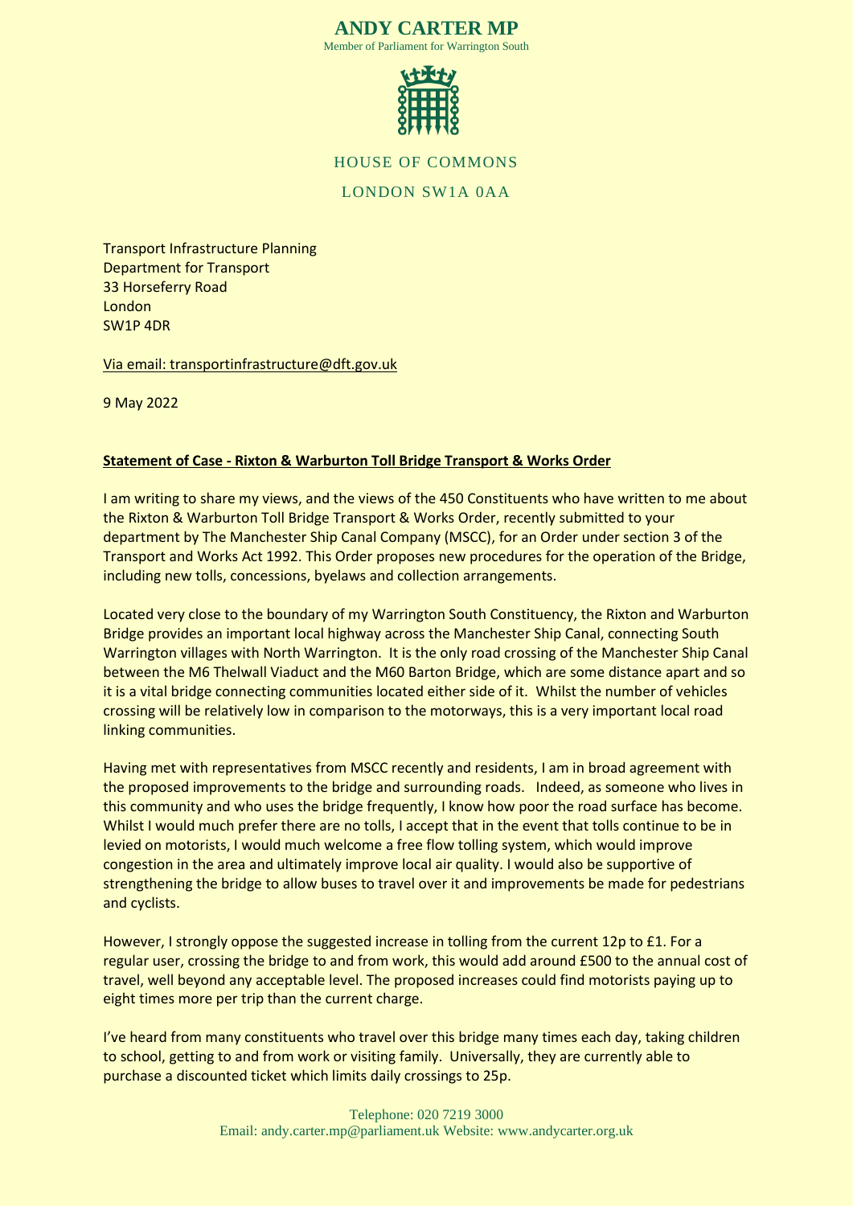# ANDY CARTER MP

Member of Parliament for Warrington South

HOUSE OF COMMONS

LONDON SW1A 0AA

Transport Infrastructure Planning
Department for Transport
33 Horseferry Road
London
SW1P 4DR

Via email: transportinfrastructure@dft.gov.uk

9 May 2022

**Statement of Case - Rixton & Warburton Toll Bridge Transport & Works Order**

I am writing to share my views, and the views of the 450 Constituents who have written to me about the Rixton & Warburton Toll Bridge Transport & Works Order, recently submitted to your department by The Manchester Ship Canal Company (MSCC), for an Order under section 3 of the Transport and Works Act 1992. This Order proposes new procedures for the operation of the Bridge, including new tolls, concessions, byelaws and collection arrangements.

Located very close to the boundary of my Warrington South Constituency, the Rixton and Warburton Bridge provides an important local highway across the Manchester Ship Canal, connecting South Warrington villages with North Warrington. It is the only road crossing of the Manchester Ship Canal between the M6 Thelwall Viaduct and the M60 Barton Bridge, which are some distance apart and so it is a vital bridge connecting communities located either side of it. Whilst the number of vehicles crossing will be relatively low in comparison to the motorways, this is a very important local road linking communities.

Having met with representatives from MSCC recently and residents, I am in broad agreement with the proposed improvements to the bridge and surrounding roads. Indeed, as someone who lives in this community and who uses the bridge frequently, I know how poor the road surface has become. Whilst I would much prefer there are no tolls, I accept that in the event that tolls continue to be in levied on motorists, I would much welcome a free flow tolling system, which would improve congestion in the area and ultimately improve local air quality. I would also be supportive of strengthening the bridge to allow buses to travel over it and improvements be made for pedestrians and cyclists.

However, I strongly oppose the suggested increase in tolling from the current 12p to £1. For a regular user, crossing the bridge to and from work, this would add around £500 to the annual cost of travel, well beyond any acceptable level. The proposed increases could find motorists paying up to eight times more per trip than the current charge.

I've heard from many constituents who travel over this bridge many times each day, taking children to school, getting to and from work or visiting family. Universally, they are currently able to purchase a discounted ticket which limits daily crossings to 25p.

Telephone: 020 7219 3000
Email: andy.carter.mp@parliament.uk Website: www.andycarter.org.uk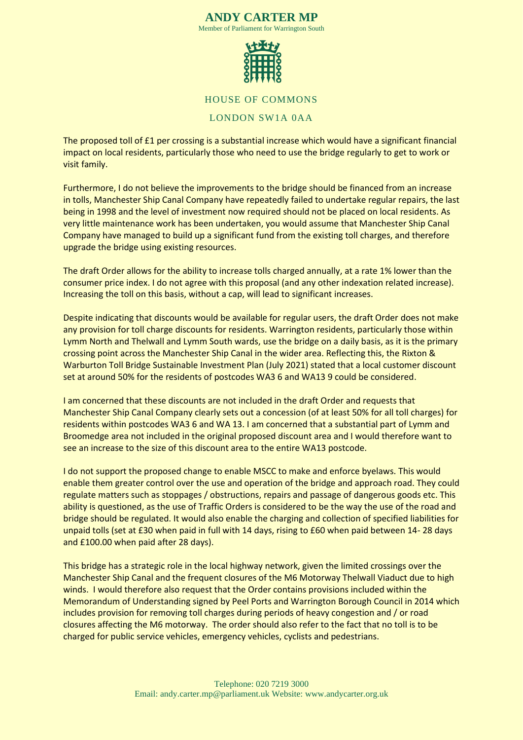The proposed toll of £1 per crossing is a substantial increase which would have a significant financial impact on local residents, particularly those who need to use the bridge regularly to get to work or visit family.

Furthermore, I do not believe the improvements to the bridge should be financed from an increase in tolls, Manchester Ship Canal Company have repeatedly failed to undertake regular repairs, the last being in 1998 and the level of investment now required should not be placed on local residents. As very little maintenance work has been undertaken, you would assume that Manchester Ship Canal Company have managed to build up a significant fund from the existing toll charges, and therefore upgrade the bridge using existing resources.

The draft Order allows for the ability to increase tolls charged annually, at a rate 1% lower than the consumer price index. I do not agree with this proposal (and any other indexation related increase). Increasing the toll on this basis, without a cap, will lead to significant increases.

Despite indicating that discounts would be available for regular users, the draft Order does not make any provision for toll charge discounts for residents. Warrington residents, particularly those within Lymm North and Thelwall and Lymm South wards, use the bridge on a daily basis, as it is the primary crossing point across the Manchester Ship Canal in the wider area. Reflecting this, the Rixton & Warburton Toll Bridge Sustainable Investment Plan (July 2021) stated that a local customer discount set at around 50% for the residents of postcodes WA3 6 and WA13 9 could be considered.

I am concerned that these discounts are not included in the draft Order and requests that Manchester Ship Canal Company clearly sets out a concession (of at least 50% for all toll charges) for residents within postcodes WA3 6 and WA 13. I am concerned that a substantial part of Lymm and Broomedge area not included in the original proposed discount area and I would therefore want to see an increase to the size of this discount area to the entire WA13 postcode.

I do not support the proposed change to enable MSCC to make and enforce byelaws. This would enable them greater control over the use and operation of the bridge and approach road. They could regulate matters such as stoppages / obstructions, repairs and passage of dangerous goods etc. This ability is questioned, as the use of Traffic Orders is considered to be the way the use of the road and bridge should be regulated. It would also enable the charging and collection of specified liabilities for unpaid tolls (set at £30 when paid in full with 14 days, rising to £60 when paid between 14- 28 days and £100.00 when paid after 28 days).

This bridge has a strategic role in the local highway network, given the limited crossings over the Manchester Ship Canal and the frequent closures of the M6 Motorway Thelwall Viaduct due to high winds. I would therefore also request that the Order contains provisions included within the Memorandum of Understanding signed by Peel Ports and Warrington Borough Council in 2014 which includes provision for removing toll charges during periods of heavy congestion and / or road closures affecting the M6 motorway. The order should also refer to the fact that no toll is to be charged for public service vehicles, emergency vehicles, cyclists and pedestrians.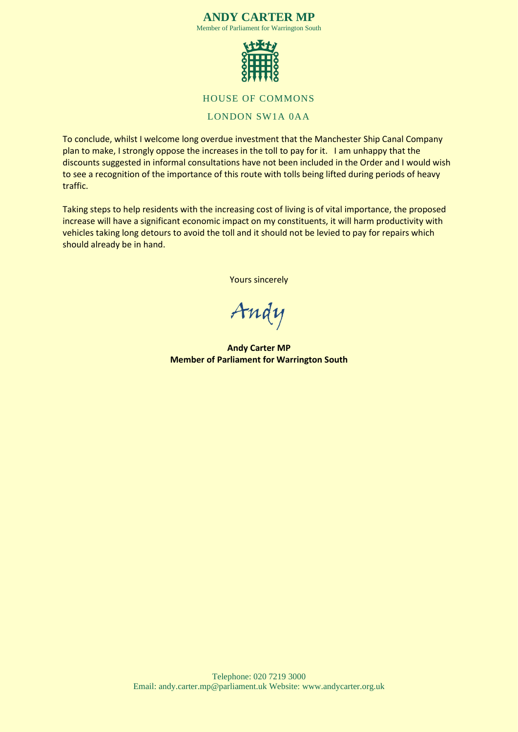**ANDY CARTER MP**
Member of Parliament for Warrington South

HOUSE OF COMMONS

LONDON SW1A 0AA

To conclude, whilst I welcome long overdue investment that the Manchester Ship Canal Company plan to make, I strongly oppose the increases in the toll to pay for it. I am unhappy that the discounts suggested in informal consultations have not been included in the Order and I would wish to see a recognition of the importance of this route with tolls being lifted during periods of heavy traffic.

Taking steps to help residents with the increasing cost of living is of vital importance, the proposed increase will have a significant economic impact on my constituents, it will harm productivity with vehicles taking long detours to avoid the toll and it should not be levied to pay for repairs which should already be in hand.

Yours sincerely

Andy

**Andy Carter MP**
**Member of Parliament for Warrington South**

Telephone: 020 7219 3000
Email: andy.carter.mp@parliament.uk Website: www.andycarter.org.uk